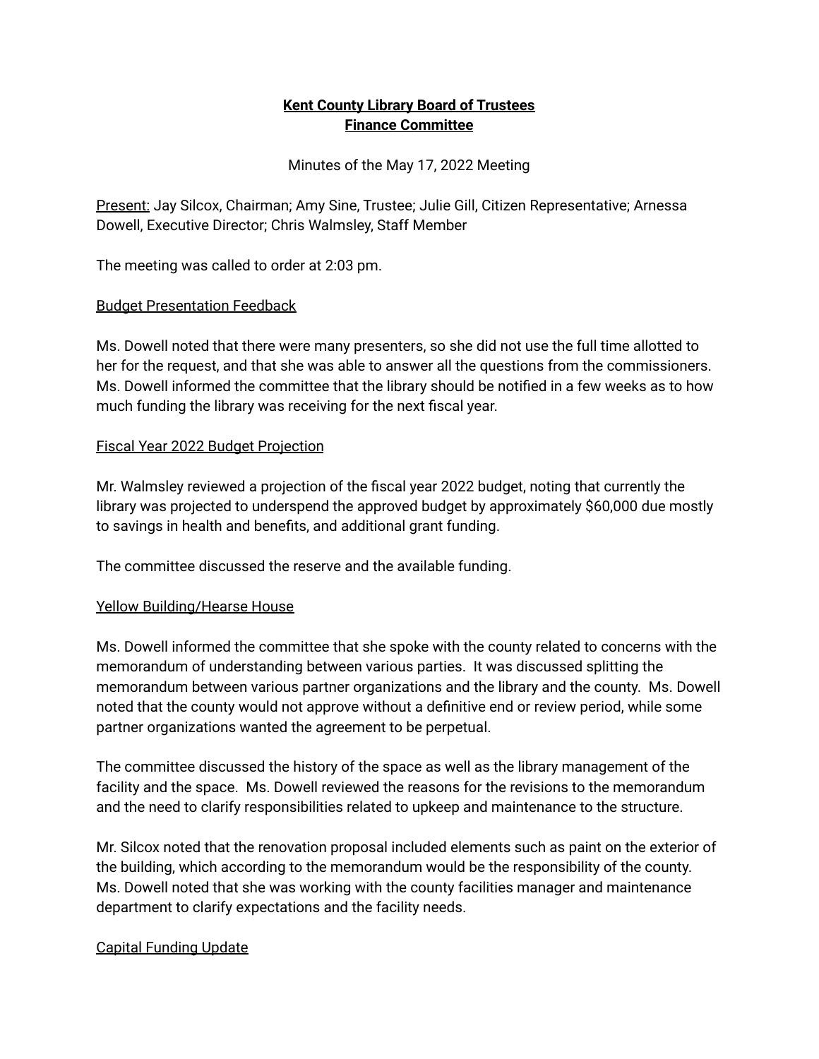# Kent County Library Board of Trustees
# Finance Committee

Minutes of the May 17, 2022 Meeting

Present: Jay Silcox, Chairman; Amy Sine, Trustee; Julie Gill, Citizen Representative; Arnessa Dowell, Executive Director; Chris Walmsley, Staff Member

The meeting was called to order at 2:03 pm.

## Budget Presentation Feedback

Ms. Dowell noted that there were many presenters, so she did not use the full time allotted to her for the request, and that she was able to answer all the questions from the commissioners. Ms. Dowell informed the committee that the library should be notified in a few weeks as to how much funding the library was receiving for the next fiscal year.

## Fiscal Year 2022 Budget Projection

Mr. Walmsley reviewed a projection of the fiscal year 2022 budget, noting that currently the library was projected to underspend the approved budget by approximately $60,000 due mostly to savings in health and benefits, and additional grant funding.

The committee discussed the reserve and the available funding.

## Yellow Building/Hearse House

Ms. Dowell informed the committee that she spoke with the county related to concerns with the memorandum of understanding between various parties. It was discussed splitting the memorandum between various partner organizations and the library and the county. Ms. Dowell noted that the county would not approve without a definitive end or review period, while some partner organizations wanted the agreement to be perpetual.

The committee discussed the history of the space as well as the library management of the facility and the space. Ms. Dowell reviewed the reasons for the revisions to the memorandum and the need to clarify responsibilities related to upkeep and maintenance to the structure.

Mr. Silcox noted that the renovation proposal included elements such as paint on the exterior of the building, which according to the memorandum would be the responsibility of the county. Ms. Dowell noted that she was working with the county facilities manager and maintenance department to clarify expectations and the facility needs.

## Capital Funding Update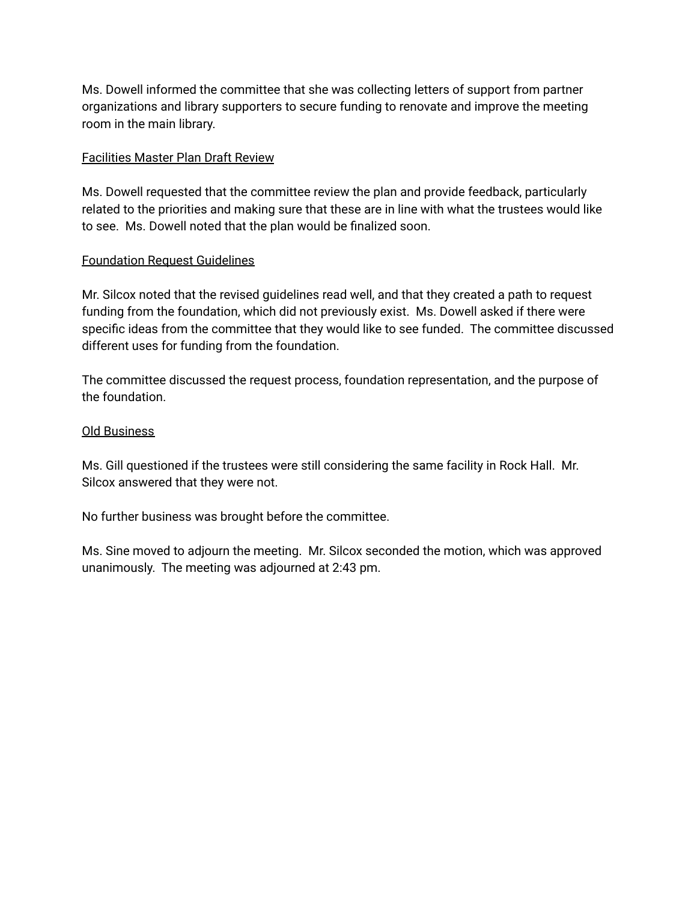Ms. Dowell informed the committee that she was collecting letters of support from partner organizations and library supporters to secure funding to renovate and improve the meeting room in the main library.

<u>Facilities Master Plan Draft Review</u>

Ms. Dowell requested that the committee review the plan and provide feedback, particularly related to the priorities and making sure that these are in line with what the trustees would like to see. Ms. Dowell noted that the plan would be finalized soon.

<u>Foundation Request Guidelines</u>

Mr. Silcox noted that the revised guidelines read well, and that they created a path to request funding from the foundation, which did not previously exist. Ms. Dowell asked if there were specific ideas from the committee that they would like to see funded. The committee discussed different uses for funding from the foundation.

The committee discussed the request process, foundation representation, and the purpose of the foundation.

<u>Old Business</u>

Ms. Gill questioned if the trustees were still considering the same facility in Rock Hall. Mr. Silcox answered that they were not.

No further business was brought before the committee.

Ms. Sine moved to adjourn the meeting. Mr. Silcox seconded the motion, which was approved unanimously. The meeting was adjourned at 2:43 pm.